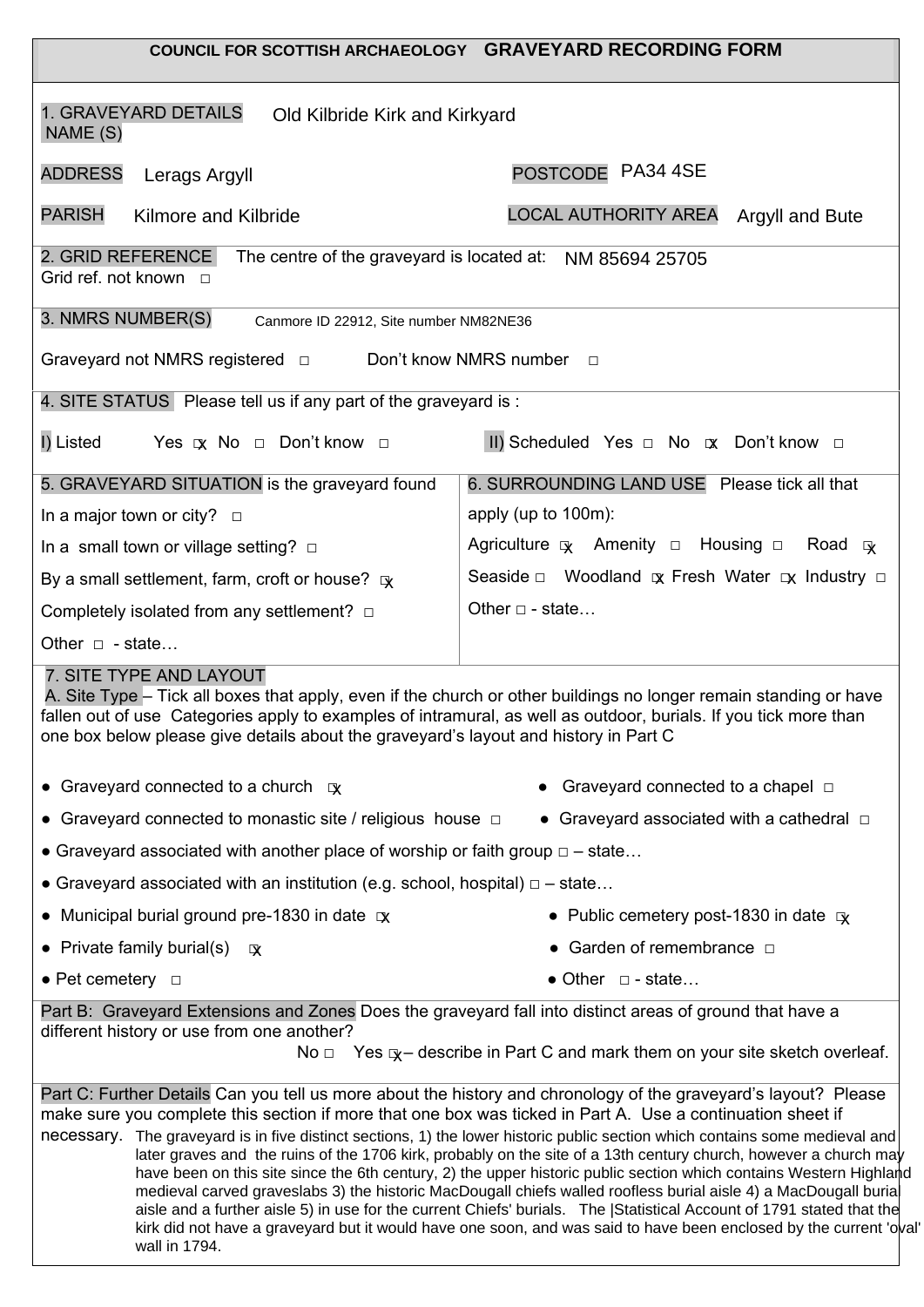**COUNCIL FOR SCOTTISH ARCHAEOLOGY GRAVEYARD RECORDING FORM**

**1. GRAVEYARD DETAILS NAME (S)** Old Kilbride Kirk and Kirkyard

**ADDRESS** Lerags Argyll

**POSTCODE** PA34 4SE

**PARISH** Kilmore and Kilbride

**LOCAL AUTHORITY AREA** Argyll and Bute

**2. GRID REFERENCE** The centre of the graveyard is located at: NM 85694 25705

Grid ref. not known □

**3. NMRS NUMBER(S)** Canmore ID 22912, Site number NM82NE36

Graveyard not NMRS registered □ Don't know NMRS number □

**4. SITE STATUS** Please tell us if any part of the graveyard is :

I) Listed Yes ☒ No □ Don't know □

II) Scheduled Yes □ No ☒ Don't know □

**5. GRAVEYARD SITUATION** is the graveyard found

In a major town or city? □

In a small town or village setting? □

By a small settlement, farm, croft or house? ☒

Completely isolated from any settlement? □

Other □ - state…

**6. SURROUNDING LAND USE** Please tick all that apply (up to 100m):

Agriculture ☒ Amenity □ Housing □ Road ☒

Seaside □ Woodland ☒ Fresh Water ☒ Industry □

Other □ - state…

**7. SITE TYPE AND LAYOUT**

**A. Site Type** – Tick all boxes that apply, even if the church or other buildings no longer remain standing or have fallen out of use Categories apply to examples of intramural, as well as outdoor, burials. If you tick more than one box below please give details about the graveyard's layout and history in Part C

- Graveyard connected to a church ☒
- Graveyard connected to a chapel □
- Graveyard connected to monastic site / religious house □
- Graveyard associated with a cathedral □
- Graveyard associated with another place of worship or faith group □ – state…
- Graveyard associated with an institution (e.g. school, hospital) □ – state…
- Municipal burial ground pre-1830 in date ☒
- Public cemetery post-1830 in date ☒
- Private family burial(s) ☒
- Garden of remembrance □
- Pet cemetery □
- Other □ - state…

**Part B: Graveyard Extensions and Zones** Does the graveyard fall into distinct areas of ground that have a different history or use from one another?

No □ Yes ☒ – describe in Part C and mark them on your site sketch overleaf.

**Part C: Further Details** Can you tell us more about the history and chronology of the graveyard's layout? Please make sure you complete this section if more that one box was ticked in Part A. Use a continuation sheet if necessary.

The graveyard is in five distinct sections, 1) the lower historic public section which contains some medieval and later graves and the ruins of the 1706 kirk, probably on the site of a 13th century church, however a church may have been on this site since the 6th century, 2) the upper historic public section which contains Western Highland medieval carved graveslabs 3) the historic MacDougall chiefs walled roofless burial aisle 4) a MacDougall burial aisle and a further aisle 5) in use for the current Chiefs' burials. The |Statistical Account of 1791 stated that the kirk did not have a graveyard but it would have one soon, and was said to have been enclosed by the current 'oval' wall in 1794.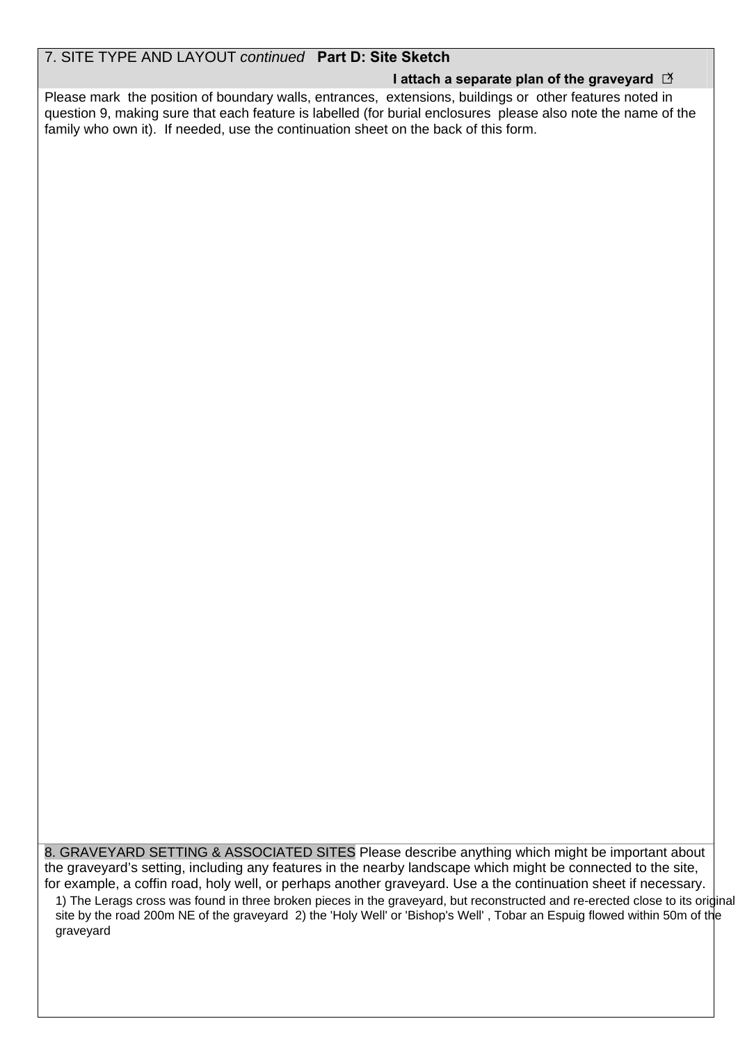## 7. SITE TYPE AND LAYOUT *continued* **Part D: Site Sketch**

**I attach a separate plan of the graveyard** ☒

Please mark the position of boundary walls, entrances, extensions, buildings or other features noted in question 9, making sure that each feature is labelled (for burial enclosures please also note the name of the family who own it). If needed, use the continuation sheet on the back of this form.

## 8. GRAVEYARD SETTING & ASSOCIATED SITES

Please describe anything which might be important about the graveyard's setting, including any features in the nearby landscape which might be connected to the site, for example, a coffin road, holy well, or perhaps another graveyard. Use a the continuation sheet if necessary.

1) The Lerags cross was found in three broken pieces in the graveyard, but reconstructed and re-erected close to its original site by the road 200m NE of the graveyard 2) the 'Holy Well' or 'Bishop's Well' , Tobar an Espuig flowed within 50m of the graveyard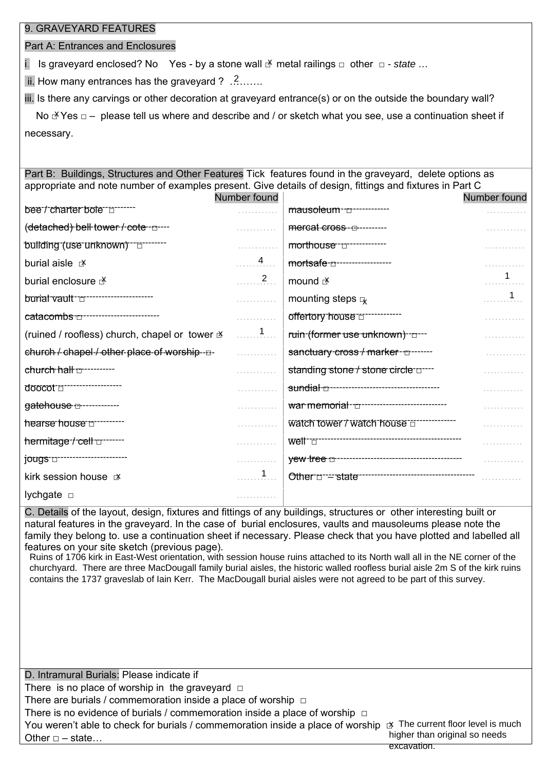## 9. GRAVEYARD FEATURES

### Part A: Entrances and Enclosures

i. Is graveyard enclosed? No Yes - by a stone wall ☒ metal railings □ other □ - *state …*

ii. How many entrances has the graveyard ? 2……..

iii. Is there any carvings or other decoration at graveyard entrance(s) or on the outside the boundary wall?

No ☒ Yes □ – please tell us where and describe and / or sketch what you see, use a continuation sheet if necessary.

### Part B: Buildings, Structures and Other Features

Tick features found in the graveyard, delete options as appropriate and note number of examples present. Give details of design, fittings and fixtures in Part C

| Feature | Number found | Feature | Number found |
|---|---|---|---|
| ~~bee / charter bole~~ □ | ………… | ~~mausoleum~~ □ | ………… |
| ~~(detached) bell tower / cote~~ □ | ………… | ~~mercat cross~~ □ | ………… |
| ~~building (use unknown)~~ □ | ………… | ~~morthouse~~ □ | ………… |
| burial aisle ☒ | 4 | ~~mortsafe~~ □ | ………… |
| burial enclosure ☒ | 2 | mound ☒ | 1 |
| ~~burial vault~~ □ | ………… | mounting steps ☒ | 1 |
| ~~catacombs~~ □ | ………… | ~~offertory house~~ □ | ………… |
| (ruined / roofless) church, chapel or tower ☒ | 1 | ~~ruin (former use unknown)~~ □ | ………… |
| ~~church / chapel / other place of worship~~ □ | ………… | ~~sanctuary cross / marker~~ □ | ………… |
| ~~church hall~~ □ | ………… | ~~standing stone / stone circle~~ □ | ………… |
| ~~doocot~~ □ | ………… | ~~sundial~~ □ | ………… |
| ~~gatehouse~~ □ | ………… | ~~war memorial~~ □ | ………… |
| ~~hearse house~~ □ | ………… | ~~watch tower / watch house~~ □ | ………… |
| ~~hermitage / cell~~ □ | ………… | ~~well~~ □ | ………… |
| ~~jougs~~ □ | ………… | ~~yew tree~~ □ | ………… |
| kirk session house ☒ | 1 | ~~Other □ – state~~ | ………… |
| lychgate □ | ………… | | |

### C. Details

of the layout, design, fixtures and fittings of any buildings, structures or other interesting built or natural features in the graveyard. In the case of burial enclosures, vaults and mausoleums please note the family they belong to. use a continuation sheet if necessary. Please check that you have plotted and labelled all features on your site sketch (previous page).

Ruins of 1706 kirk in East-West orientation, with session house ruins attached to its North wall all in the NE corner of the churchyard. There are three MacDougall family burial aisles, the historic walled roofless burial aisle 2m S of the kirk ruins contains the 1737 graveslab of Iain Kerr. The MacDougall burial aisles were not agreed to be part of this survey.

### D. Intramural Burials:

Please indicate if

There is no place of worship in the graveyard □

There are burials / commemoration inside a place of worship □

There is no evidence of burials / commemoration inside a place of worship □

You weren't able to check for burials / commemoration inside a place of worship ☒ The current floor level is much higher than original so needs excavation.

Other □ – state…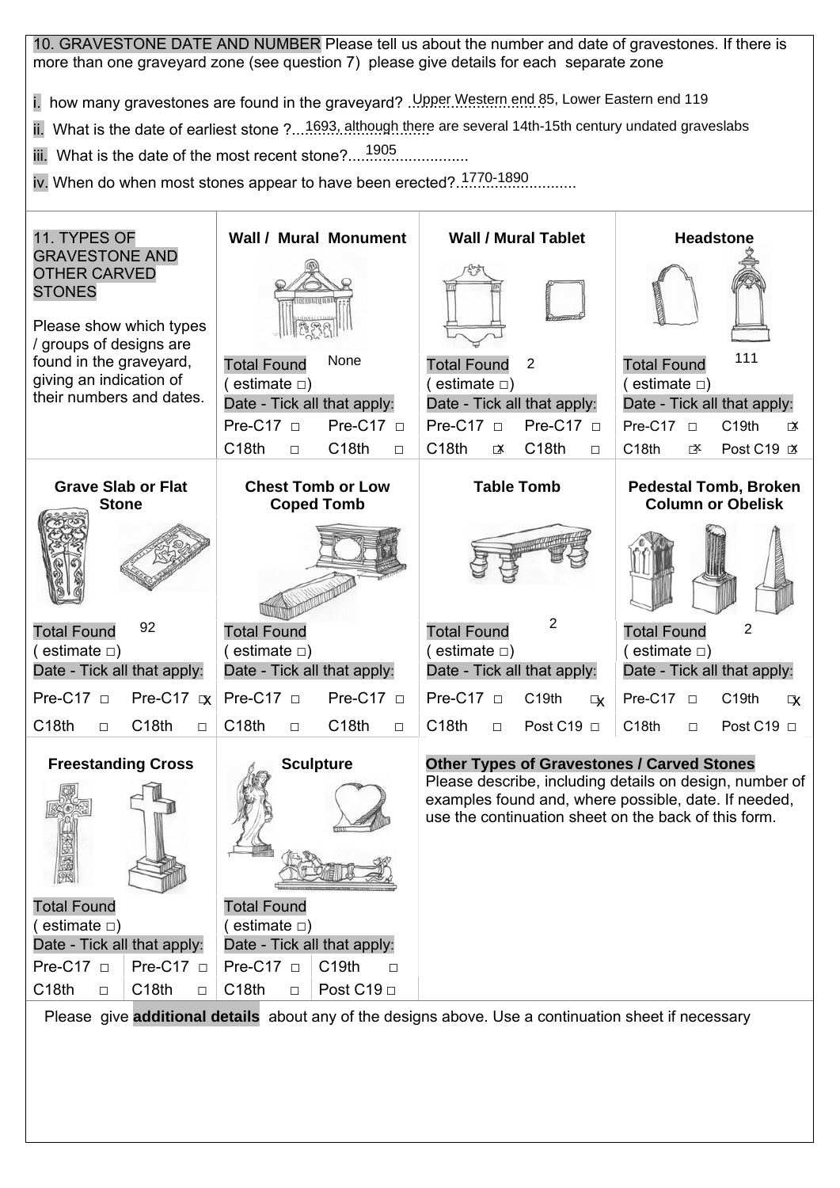**10. GRAVESTONE DATE AND NUMBER** Please tell us about the number and date of gravestones. If there is more than one graveyard zone (see question 7) please give details for each separate zone

i. how many gravestones are found in the graveyard? Upper Western end 85, Lower Eastern end 119

ii. What is the date of earliest stone ? 1693, although there are several 14th-15th century undated graveslabs

iii. What is the date of the most recent stone? 1905

iv. When do when most stones appear to have been erected? 1770-1890

**11. TYPES OF GRAVESTONE AND OTHER CARVED STONES**

Please show which types / groups of designs are found in the graveyard, giving an indication of their numbers and dates.

| Type | Total Found (estimate □) | Date - Tick all that apply |
|---|---|---|
| **Wall / Mural Monument** | None | Pre-C17 □ Pre-C17 □ C18th □ C18th □ |
| **Wall / Mural Tablet** | 2 | Pre-C17 □ Pre-C17 □ C18th ☒ C18th □ |
| **Headstone** | 111 | Pre-C17 □ C19th ☒ C18th ☒ Post C19 ☒ |
| **Grave Slab or Flat Stone** | 92 | Pre-C17 □ Pre-C17 ☒ C18th □ C18th □ |
| **Chest Tomb or Low Coped Tomb** | | Pre-C17 □ Pre-C17 □ C18th □ C18th □ |
| **Table Tomb** | 2 | Pre-C17 □ C19th ☒ C18th □ Post C19 □ |
| **Pedestal Tomb, Broken Column or Obelisk** | 2 | Pre-C17 □ C19th ☒ C18th □ Post C19 □ |
| **Freestanding Cross** | | Pre-C17 □ Pre-C17 □ C18th □ C18th □ |
| **Sculpture** | | Pre-C17 □ C19th □ C18th □ Post C19 □ |

**Other Types of Gravestones / Carved Stones**
Please describe, including details on design, number of examples found and, where possible, date. If needed, use the continuation sheet on the back of this form.

Please give **additional details** about any of the designs above. Use a continuation sheet if necessary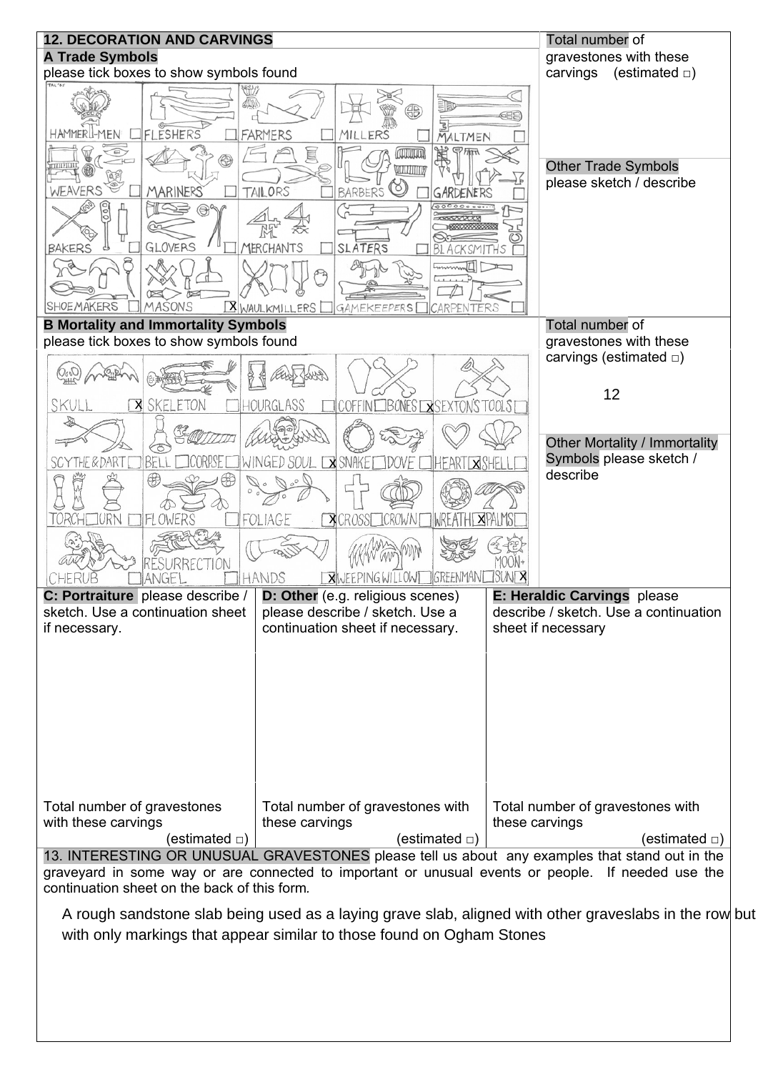## 12. DECORATION AND CARVINGS

### A Trade Symbols

please tick boxes to show symbols found

| | | | | |
|---|---|---|---|---|
| HAMMERMEN ☐ | FLESHERS ☐ | FARMERS ☐ | MILLERS ☐ | MALTMEN ☐ |
| WEAVERS ☐ | MARINERS ☐ | TAILORS ☐ | BARBERS ☐ | GARDENERS ☐ |
| BAKERS ☐ | GLOVERS ☐ | MERCHANTS ☐ | SLATERS ☐ | BLACKSMITHS ☐ |
| SHOEMAKERS ☐ | MASONS X | WAULKMILLERS ☐ | GAMEKEEPERS ☐ | CARPENTERS ☐ |

Total number of gravestones with these carvings (estimated ☐)

Other Trade Symbols please sketch / describe

### B Mortality and Immortality Symbols

please tick boxes to show symbols found

| | | | | |
|---|---|---|---|---|
| SKULL X | SKELETON ☐ | HOURGLASS ☐ | COFFIN ☐ BONES X | SEXTON'S TOOLS ☐ |
| SCYTHE & DART ☐ | BELL ☐ CORPSE ☐ | WINGED SOUL X | SNAKE ☐ DOVE ☐ | HEART X SHELL ☐ |
| TORCH ☐ URN ☐ | FLOWERS ☐ | FOLIAGE X | CROSS ☐ CROWN ☐ | WREATH X PALMS ☐ |
| CHERUB ☐ | RESURRECTION ANGEL ☐ | HANDS X | WEEPING WILLOW ☐ | GREENMAN ☐ MOON+SUN X |

Total number of gravestones with these carvings (estimated ☐)

12

Other Mortality / Immortality Symbols please sketch / describe

| **C: Portraiture** please describe / sketch. Use a continuation sheet if necessary. | **D: Other** (e.g. religious scenes) please describe / sketch. Use a continuation sheet if necessary. | **E: Heraldic Carvings** please describe / sketch. Use a continuation sheet if necessary |
|---|---|---|
| | | |
| Total number of gravestones with these carvings (estimated ☐) | Total number of gravestones with these carvings (estimated ☐) | Total number of gravestones with these carvings (estimated ☐) |

## 13. INTERESTING OR UNUSUAL GRAVESTONES

please tell us about any examples that stand out in the graveyard in some way or are connected to important or unusual events or people. If needed use the continuation sheet on the back of this form.

A rough sandstone slab being used as a laying grave slab, aligned with other graveslabs in the row but with only markings that appear similar to those found on Ogham Stones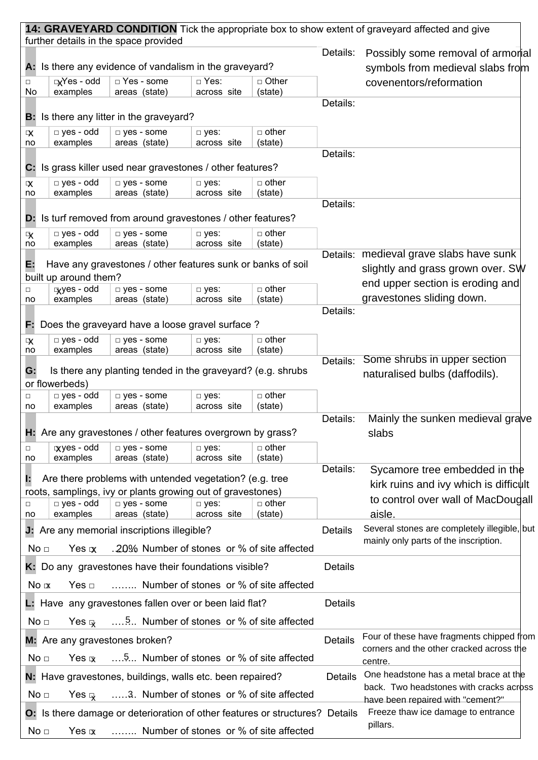**14: GRAVEYARD CONDITION** Tick the appropriate box to show extent of graveyard affected and give further details in the space provided

**A:** Is there any evidence of vandalism in the graveyard?

| □ No | ☒ Yes - odd examples | □ Yes - some areas (state) | □ Yes: across site | □ Other (state) |
|---|---|---|---|---|

Details: Possibly some removal of armorial symbols from medieval slabs from covenentors/reformation

**B:** Is there any litter in the graveyard?

| ☒ no | □ yes - odd examples | □ yes - some areas (state) | □ yes: across site | □ other (state) |
|---|---|---|---|---|

Details:

**C:** Is grass killer used near gravestones / other features?

| ☒ no | □ yes - odd examples | □ yes - some areas (state) | □ yes: across site | □ other (state) |
|---|---|---|---|---|

Details:

**D:** Is turf removed from around gravestones / other features?

| ☒ no | □ yes - odd examples | □ yes - some areas (state) | □ yes: across site | □ other (state) |
|---|---|---|---|---|

Details:

**E:** Have any gravestones / other features sunk or banks of soil built up around them?

| □ no | ☒ yes - odd examples | □ yes - some areas (state) | □ yes: across site | □ other (state) |
|---|---|---|---|---|

Details: medieval grave slabs have sunk slightly and grass grown over. SW end upper section is eroding and gravestones sliding down.

**F:** Does the graveyard have a loose gravel surface ?

| ☒ no | □ yes - odd examples | □ yes - some areas (state) | □ yes: across site | □ other (state) |
|---|---|---|---|---|

Details:

**G:** Is there any planting tended in the graveyard? (e.g. shrubs or flowerbeds)

| □ no | □ yes - odd examples | □ yes - some areas (state) | □ yes: across site | □ other (state) |
|---|---|---|---|---|

Details: Some shrubs in upper section naturalised bulbs (daffodils).

**H:** Are any gravestones / other features overgrown by grass?

| □ no | ☒ yes - odd examples | □ yes - some areas (state) | □ yes: across site | □ other (state) |
|---|---|---|---|---|

Details: Mainly the sunken medieval grave slabs

**I:** Are there problems with untended vegetation? (e.g. tree roots, samplings, ivy or plants growing out of gravestones)

| □ no | □ yes - odd examples | □ yes - some areas (state) | □ yes: across site | □ other (state) |
|---|---|---|---|---|

Details: Sycamore tree embedded in the kirk ruins and ivy which is difficult to control over wall of MacDougall aisle.

**J:** Are any memorial inscriptions illegible?

No □ Yes ☒ 20% Number of stones or % of site affected

Details: Several stones are completely illegible, but mainly only parts of the inscription.

**K:** Do any gravestones have their foundations visible?

No ☒ Yes □ …….. Number of stones or % of site affected

Details:

**L:** Have any gravestones fallen over or been laid flat?

No □ Yes ☒ 5 Number of stones or % of site affected

Details:

**M:** Are any gravestones broken?

No □ Yes ☒ 5 Number of stones or % of site affected

Details: Four of these have fragments chipped from corners and the other cracked across the centre.

**N:** Have gravestones, buildings, walls etc. been repaired?

No □ Yes ☒ 3 Number of stones or % of site affected

Details: One headstone has a metal brace at the back. Two headstones with cracks across have been repaired with "cement?"

**O:** Is there damage or deterioration of other features or structures?

No □ Yes ☒ …….. Number of stones or % of site affected

Details: Freeze thaw ice damage to entrance pillars.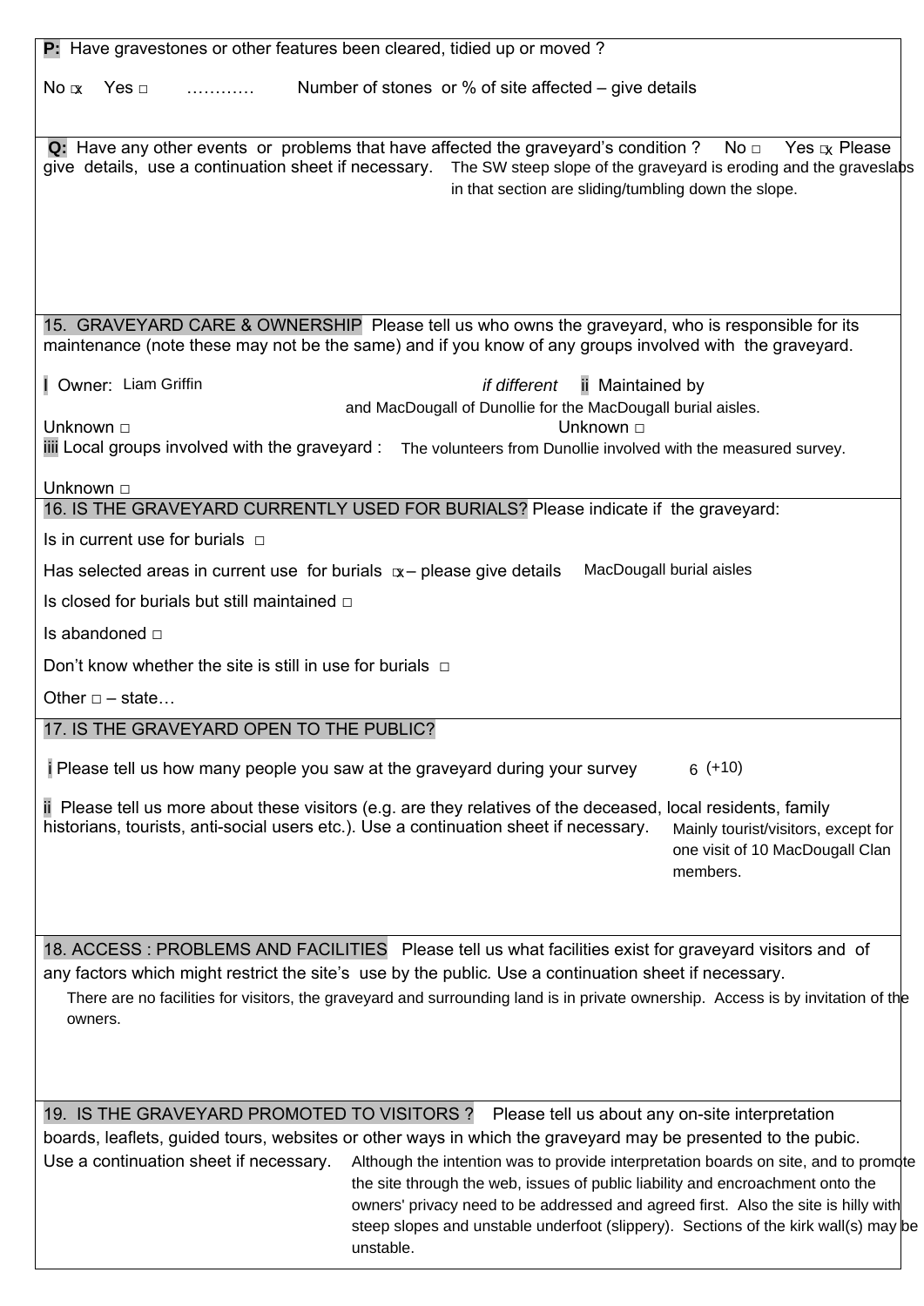**P:** Have gravestones or other features been cleared, tidied up or moved ?

No ☒ Yes □ ………… Number of stones or % of site affected – give details

**Q:** Have any other events or problems that have affected the graveyard's condition ? No □ Yes ☒ Please give details, use a continuation sheet if necessary. The SW steep slope of the graveyard is eroding and the graveslabs in that section are sliding/tumbling down the slope.

**15. GRAVEYARD CARE & OWNERSHIP** Please tell us who owns the graveyard, who is responsible for its maintenance (note these may not be the same) and if you know of any groups involved with the graveyard.

**i** Owner: Liam Griffin

*if different* **ii** Maintained by and MacDougall of Dunollie for the MacDougall burial aisles.

Unknown □ Unknown □

**iiii** Local groups involved with the graveyard : The volunteers from Dunollie involved with the measured survey.

Unknown □

**16. IS THE GRAVEYARD CURRENTLY USED FOR BURIALS?** Please indicate if the graveyard:

Is in current use for burials □

Has selected areas in current use for burials ☒ – please give details MacDougall burial aisles

Is closed for burials but still maintained □

Is abandoned □

Don't know whether the site is still in use for burials □

Other □ – state…

**17. IS THE GRAVEYARD OPEN TO THE PUBLIC?**

**i** Please tell us how many people you saw at the graveyard during your survey 6 (+10)

**ii** Please tell us more about these visitors (e.g. are they relatives of the deceased, local residents, family historians, tourists, anti-social users etc.). Use a continuation sheet if necessary. Mainly tourist/visitors, except for one visit of 10 MacDougall Clan members.

**18. ACCESS : PROBLEMS AND FACILITIES** Please tell us what facilities exist for graveyard visitors and of any factors which might restrict the site's use by the public. Use a continuation sheet if necessary.

There are no facilities for visitors, the graveyard and surrounding land is in private ownership. Access is by invitation of the owners.

**19. IS THE GRAVEYARD PROMOTED TO VISITORS ?** Please tell us about any on-site interpretation boards, leaflets, guided tours, websites or other ways in which the graveyard may be presented to the pubic. Use a continuation sheet if necessary. Although the intention was to provide interpretation boards on site, and to promote the site through the web, issues of public liability and encroachment onto the owners' privacy need to be addressed and agreed first. Also the site is hilly with steep slopes and unstable underfoot (slippery). Sections of the kirk wall(s) may be unstable.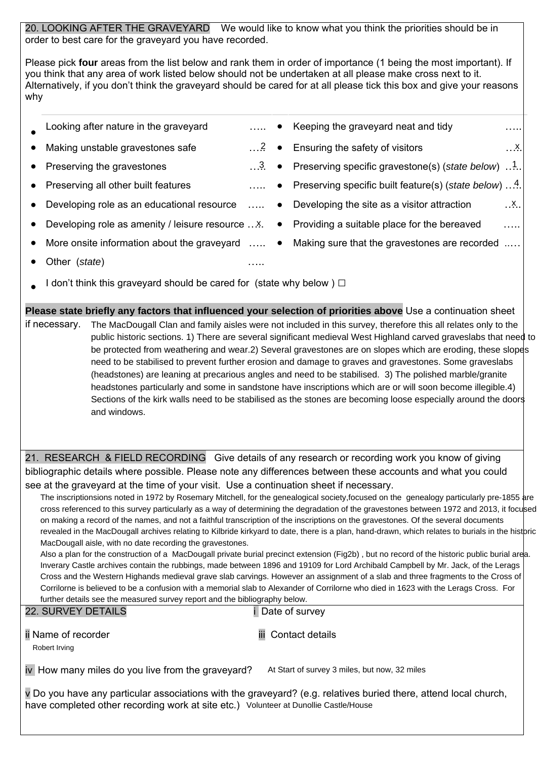**20. LOOKING AFTER THE GRAVEYARD** We would like to know what you think the priorities should be in order to best care for the graveyard you have recorded.

Please pick **four** areas from the list below and rank them in order of importance (1 being the most important). If you think that any area of work listed below should not be undertaken at all please make cross next to it. Alternatively, if you don't think the graveyard should be cared for at all please tick this box and give your reasons why

| | |
|---|---|
| • Looking after nature in the graveyard ….. | • Keeping the graveyard neat and tidy ….. |
| • Making unstable gravestones safe …2 | • Ensuring the safety of visitors …x |
| • Preserving the gravestones …3 | • Preserving specific gravestone(s) (*state below*) …1 |
| • Preserving all other built features ….. | • Preserving specific built feature(s) (*state below*) …4 |
| • Developing role as an educational resource ….. | • Developing the site as a visitor attraction …x |
| • Developing role as amenity / leisure resource …x | • Providing a suitable place for the bereaved ….. |
| • More onsite information about the graveyard ….. | • Making sure that the gravestones are recorded ..… |
| • Other (*state*) ….. | |

• I don't think this graveyard should be cared for (state why below ) ☐

**Please state briefly any factors that influenced your selection of priorities above** Use a continuation sheet if necessary.

The MacDougall Clan and family aisles were not included in this survey, therefore this all relates only to the public historic sections. 1) There are several significant medieval West Highland carved graveslabs that need to be protected from weathering and wear.2) Several gravestones are on slopes which are eroding, these slopes need to be stabilised to prevent further erosion and damage to graves and gravestones. Some graveslabs (headstones) are leaning at precarious angles and need to be stabilised. 3) The polished marble/granite headstones particularly and some in sandstone have inscriptions which are or will soon become illegible.4) Sections of the kirk walls need to be stabilised as the stones are becoming loose especially around the doors and windows.

**21. RESEARCH & FIELD RECORDING** Give details of any research or recording work you know of giving bibliographic details where possible. Please note any differences between these accounts and what you could see at the graveyard at the time of your visit. Use a continuation sheet if necessary.

The inscriptionsions noted in 1972 by Rosemary Mitchell, for the genealogical society,focused on the genealogy particularly pre-1855 are cross referenced to this survey particularly as a way of determining the degradation of the gravestones between 1972 and 2013, it focused on making a record of the names, and not a faithful transcription of the inscriptions on the gravestones. Of the several documents revealed in the MacDougall archives relating to Kilbride kirkyard to date, there is a plan, hand-drawn, which relates to burials in the historic MacDougall aisle, with no date recording the gravestones.
Also a plan for the construction of a MacDougall private burial precinct extension (Fig2b) , but no record of the historic public burial area. Inverary Castle archives contain the rubbings, made between 1896 and 19109 for Lord Archibald Campbell by Mr. Jack, of the Lerags Cross and the Western Highands medieval grave slab carvings. However an assignment of a slab and three fragments to the Cross of Corrilorne is believed to be a confusion with a memorial slab to Alexander of Corrilorne who died in 1623 with the Lerags Cross. For further details see the measured survey report and the bibliography below.

**22. SURVEY DETAILS**

i Date of survey

ii Name of recorder
Robert Irving

iii Contact details

iv How many miles do you live from the graveyard? At Start of survey 3 miles, but now, 32 miles

v Do you have any particular associations with the graveyard? (e.g. relatives buried there, attend local church, have completed other recording work at site etc.) Volunteer at Dunollie Castle/House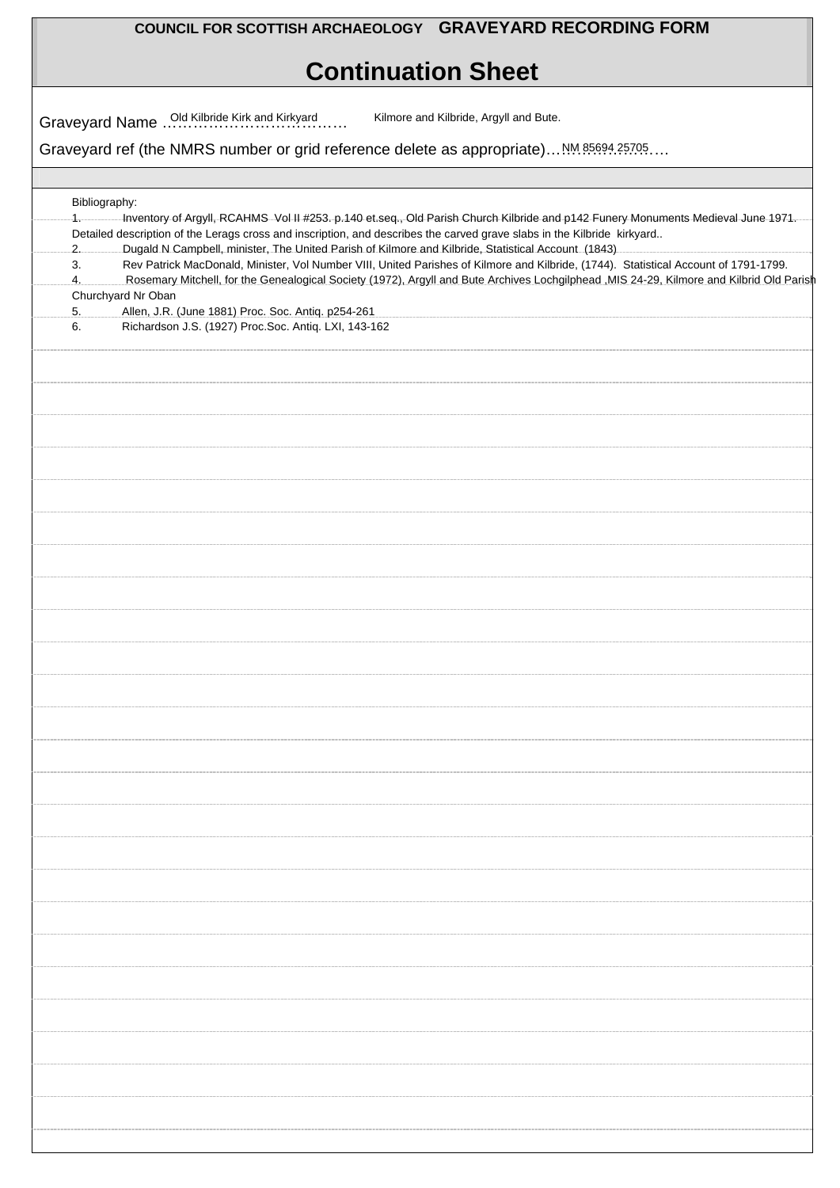**COUNCIL FOR SCOTTISH ARCHAEOLOGY GRAVEYARD RECORDING FORM**

# Continuation Sheet

Graveyard Name ……Old Kilbride Kirk and Kirkyard……… Kilmore and Kilbride, Argyll and Bute.

Graveyard ref (the NMRS number or grid reference delete as appropriate)…NM 85694 25705….

Bibliography:

1. Inventory of Argyll, RCAHMS Vol II #253. p.140 et.seq., Old Parish Church Kilbride and p142 Funery Monuments Medieval June 1971. Detailed description of the Lerags cross and inscription, and describes the carved grave slabs in the Kilbride kirkyard..
2. Dugald N Campbell, minister, The United Parish of Kilmore and Kilbride, Statistical Account (1843)
3. Rev Patrick MacDonald, Minister, Vol Number VIII, United Parishes of Kilmore and Kilbride, (1744). Statistical Account of 1791-1799.
4. Rosemary Mitchell, for the Genealogical Society (1972), Argyll and Bute Archives Lochgilphead ,MIS 24-29, Kilmore and Kilbrid Old Parish Churchyard Nr Oban
5. Allen, J.R. (June 1881) Proc. Soc. Antiq. p254-261
6. Richardson J.S. (1927) Proc.Soc. Antiq. LXI, 143-162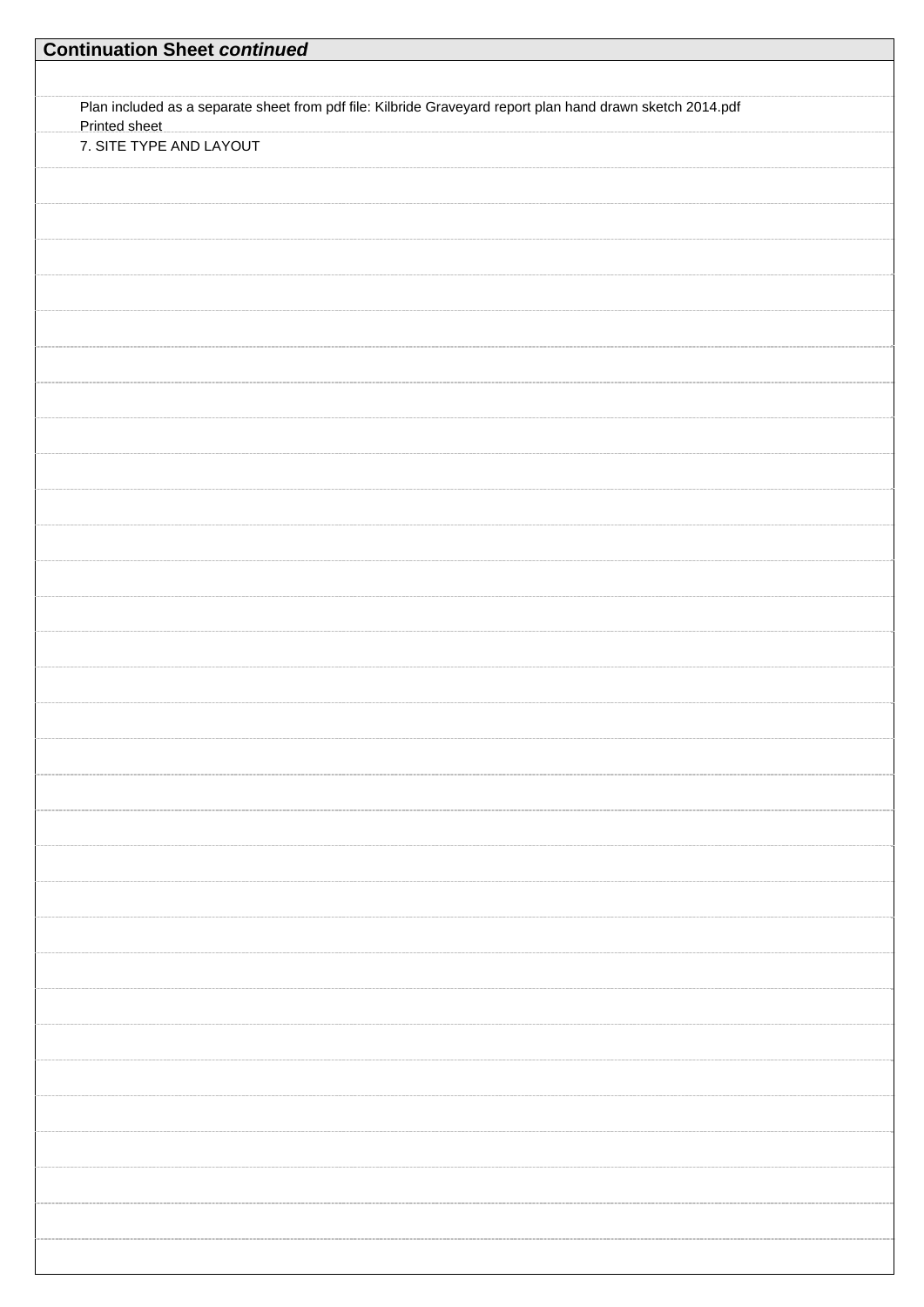**Continuation Sheet *continued***

Plan included as a separate sheet from pdf file: Kilbride Graveyard report plan hand drawn sketch 2014.pdf
Printed sheet
7. SITE TYPE AND LAYOUT